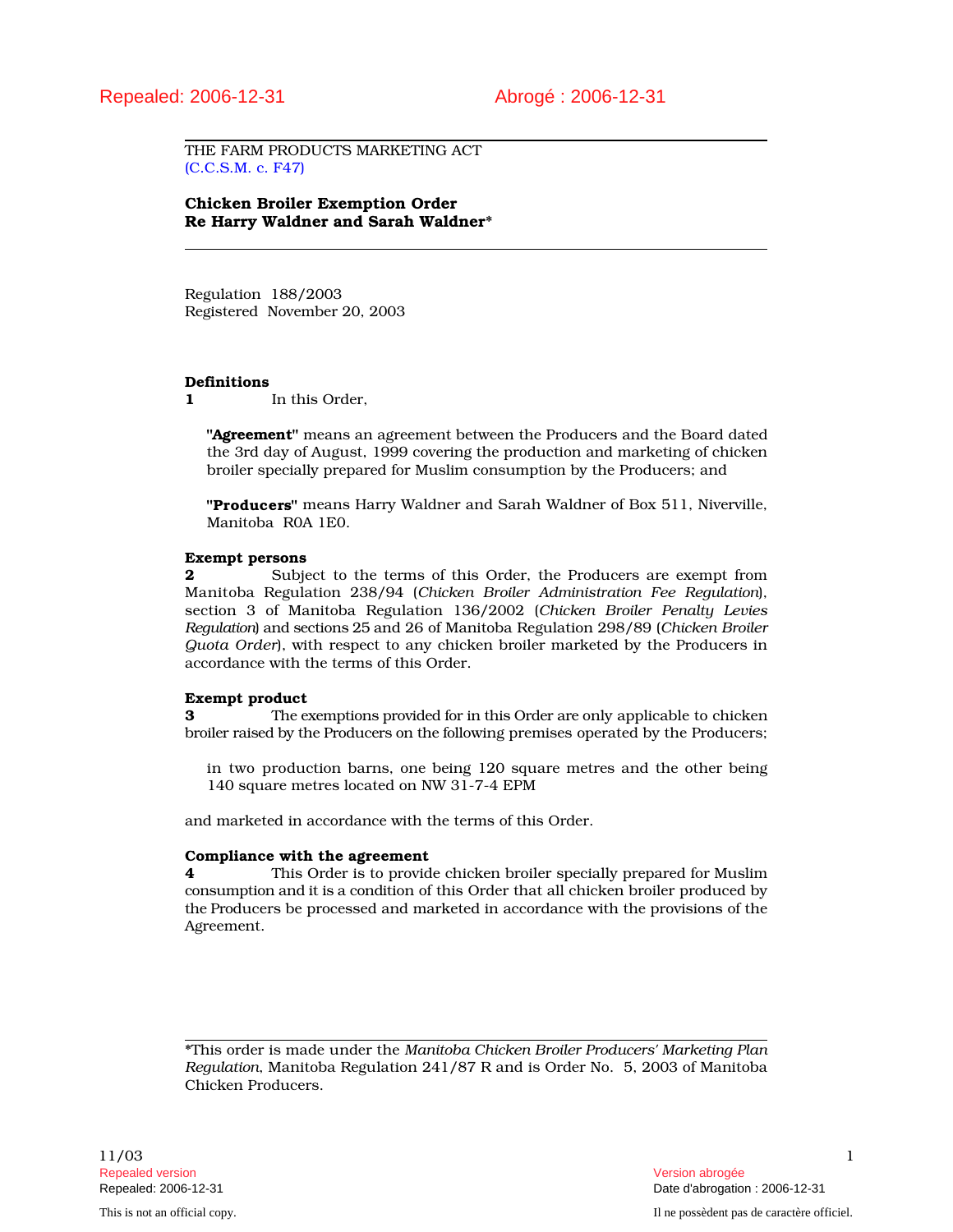Repealed: 2006-12-31 Abrogé : 2006-12-31

THE FARM PRODUCTS MARKETING ACT
(C.C.S.M. c. F47)

**Chicken Broiler Exemption Order**
**Re Harry Waldner and Sarah Waldner***

Regulation 188/2003
Registered November 20, 2003

**Definitions**

**1** In this Order,

**"Agreement"** means an agreement between the Producers and the Board dated the 3rd day of August, 1999 covering the production and marketing of chicken broiler specially prepared for Muslim consumption by the Producers; and

**"Producers"** means Harry Waldner and Sarah Waldner of Box 511, Niverville, Manitoba R0A 1E0.

**Exempt persons**

**2** Subject to the terms of this Order, the Producers are exempt from Manitoba Regulation 238/94 (*Chicken Broiler Administration Fee Regulation*), section 3 of Manitoba Regulation 136/2002 (*Chicken Broiler Penalty Levies Regulation*) and sections 25 and 26 of Manitoba Regulation 298/89 (*Chicken Broiler Quota Order*), with respect to any chicken broiler marketed by the Producers in accordance with the terms of this Order.

**Exempt product**

**3** The exemptions provided for in this Order are only applicable to chicken broiler raised by the Producers on the following premises operated by the Producers;

in two production barns, one being 120 square metres and the other being 140 square metres located on NW 31-7-4 EPM

and marketed in accordance with the terms of this Order.

**Compliance with the agreement**

**4** This Order is to provide chicken broiler specially prepared for Muslim consumption and it is a condition of this Order that all chicken broiler produced by the Producers be processed and marketed in accordance with the provisions of the Agreement.

---

*This order is made under the *Manitoba Chicken Broiler Producers' Marketing Plan Regulation*, Manitoba Regulation 241/87 R and is Order No. 5, 2003 of Manitoba Chicken Producers.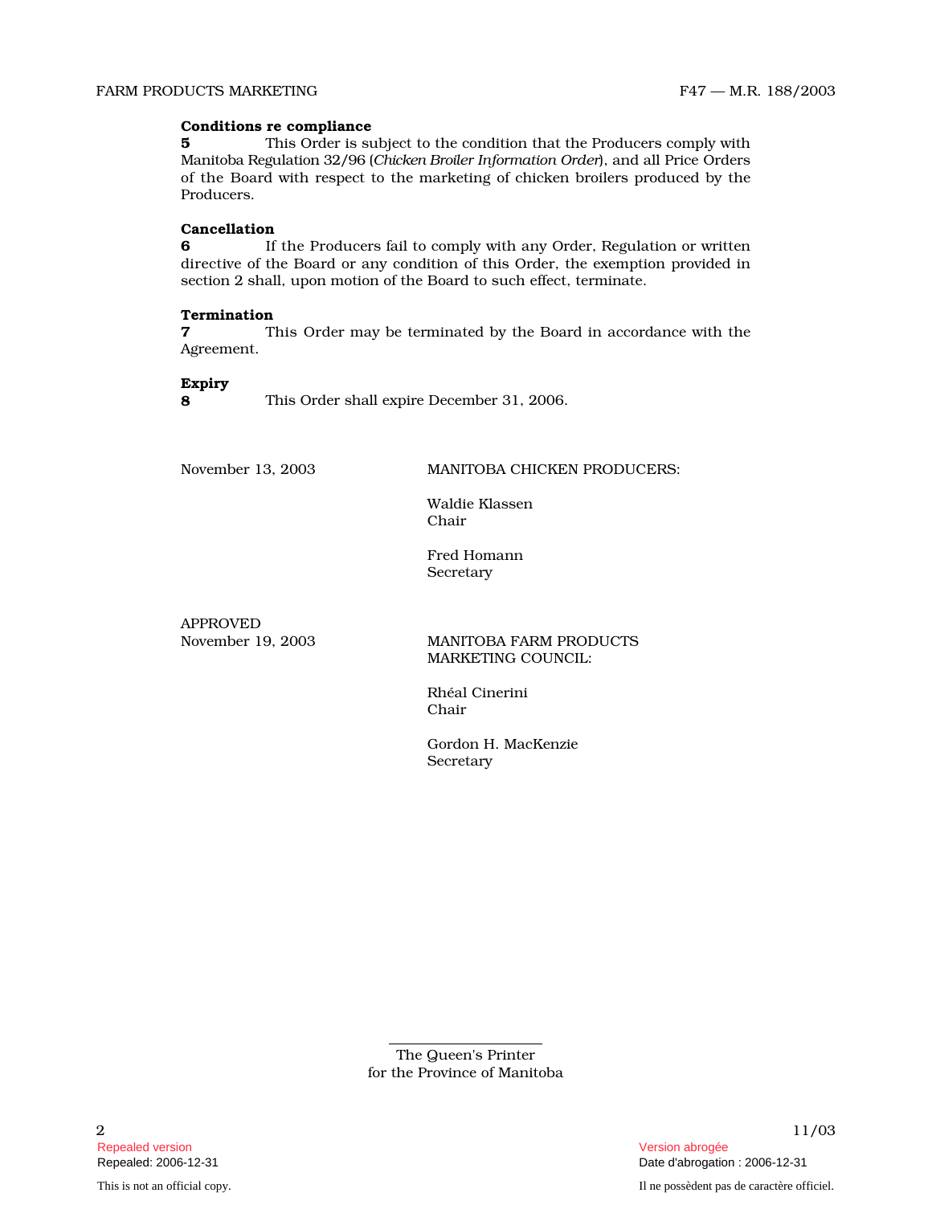**Conditions re compliance**

**5** This Order is subject to the condition that the Producers comply with Manitoba Regulation 32/96 (*Chicken Broiler Information Order*), and all Price Orders of the Board with respect to the marketing of chicken broilers produced by the Producers.

**Cancellation**

**6** If the Producers fail to comply with any Order, Regulation or written directive of the Board or any condition of this Order, the exemption provided in section 2 shall, upon motion of the Board to such effect, terminate.

**Termination**

**7** This Order may be terminated by the Board in accordance with the Agreement.

**Expiry**

**8** This Order shall expire December 31, 2006.

November 13, 2003

MANITOBA CHICKEN PRODUCERS:

Waldie Klassen
Chair

Fred Homann
Secretary

APPROVED
November 19, 2003

MANITOBA FARM PRODUCTS MARKETING COUNCIL:

Rhéal Cinerini
Chair

Gordon H. MacKenzie
Secretary

The Queen's Printer
for the Province of Manitoba

Repealed version
Repealed: 2006-12-31

Version abrogée
Date d'abrogation : 2006-12-31

This is not an official copy.

Il ne possèdent pas de caractère officiel.